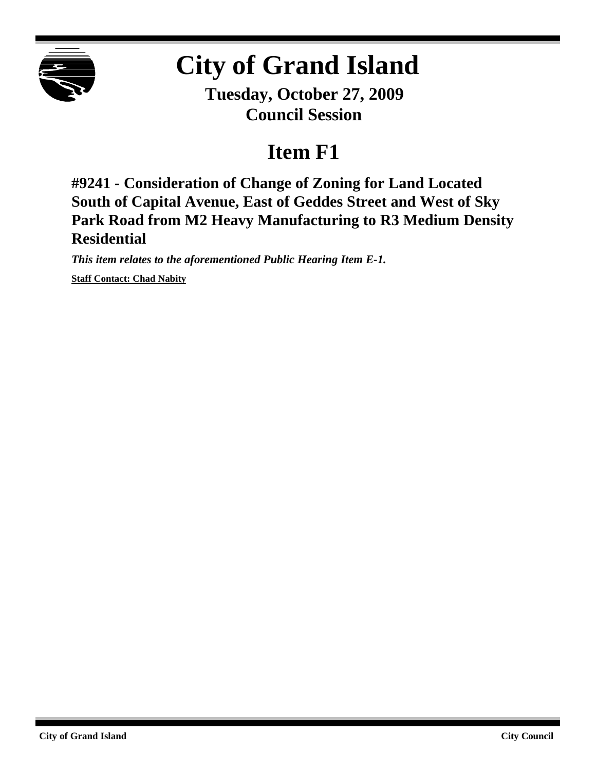# City of Grand Island

**Tuesday, October 27, 2009**
**Council Session**

## Item F1

### #9241 - Consideration of Change of Zoning for Land Located South of Capital Avenue, East of Geddes Street and West of Sky Park Road from M2 Heavy Manufacturing to R3 Medium Density Residential

***This item relates to the aforementioned Public Hearing Item E-1.***

**Staff Contact: Chad Nabity**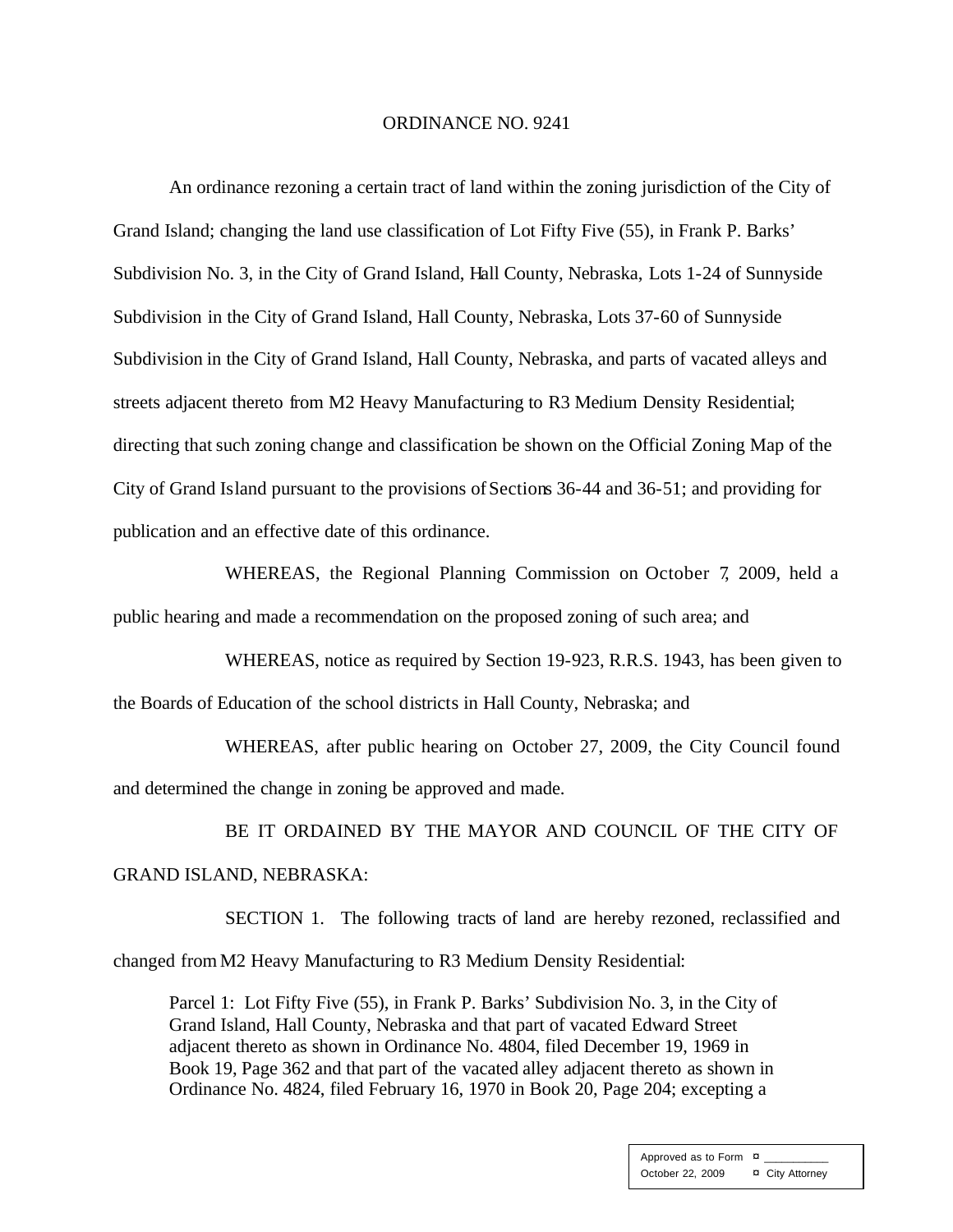ORDINANCE NO. 9241

An ordinance rezoning a certain tract of land within the zoning jurisdiction of the City of Grand Island; changing the land use classification of Lot Fifty Five (55), in Frank P. Barks' Subdivision No. 3, in the City of Grand Island, Hall County, Nebraska, Lots 1-24 of Sunnyside Subdivision in the City of Grand Island, Hall County, Nebraska, Lots 37-60 of Sunnyside Subdivision in the City of Grand Island, Hall County, Nebraska, and parts of vacated alleys and streets adjacent thereto from M2 Heavy Manufacturing to R3 Medium Density Residential; directing that such zoning change and classification be shown on the Official Zoning Map of the City of Grand Island pursuant to the provisions of Sections 36-44 and 36-51; and providing for publication and an effective date of this ordinance.

WHEREAS, the Regional Planning Commission on October 7, 2009, held a public hearing and made a recommendation on the proposed zoning of such area; and

WHEREAS, notice as required by Section 19-923, R.R.S. 1943, has been given to the Boards of Education of the school districts in Hall County, Nebraska; and

WHEREAS, after public hearing on October 27, 2009, the City Council found and determined the change in zoning be approved and made.

BE IT ORDAINED BY THE MAYOR AND COUNCIL OF THE CITY OF GRAND ISLAND, NEBRASKA:

SECTION 1. The following tracts of land are hereby rezoned, reclassified and changed from M2 Heavy Manufacturing to R3 Medium Density Residential:

> Parcel 1: Lot Fifty Five (55), in Frank P. Barks' Subdivision No. 3, in the City of Grand Island, Hall County, Nebraska and that part of vacated Edward Street adjacent thereto as shown in Ordinance No. 4804, filed December 19, 1969 in Book 19, Page 362 and that part of the vacated alley adjacent thereto as shown in Ordinance No. 4824, filed February 16, 1970 in Book 20, Page 204; excepting a

| Approved as to Form | ¤ ___________ |
|---|---|
| October 22, 2009 | ¤ City Attorney |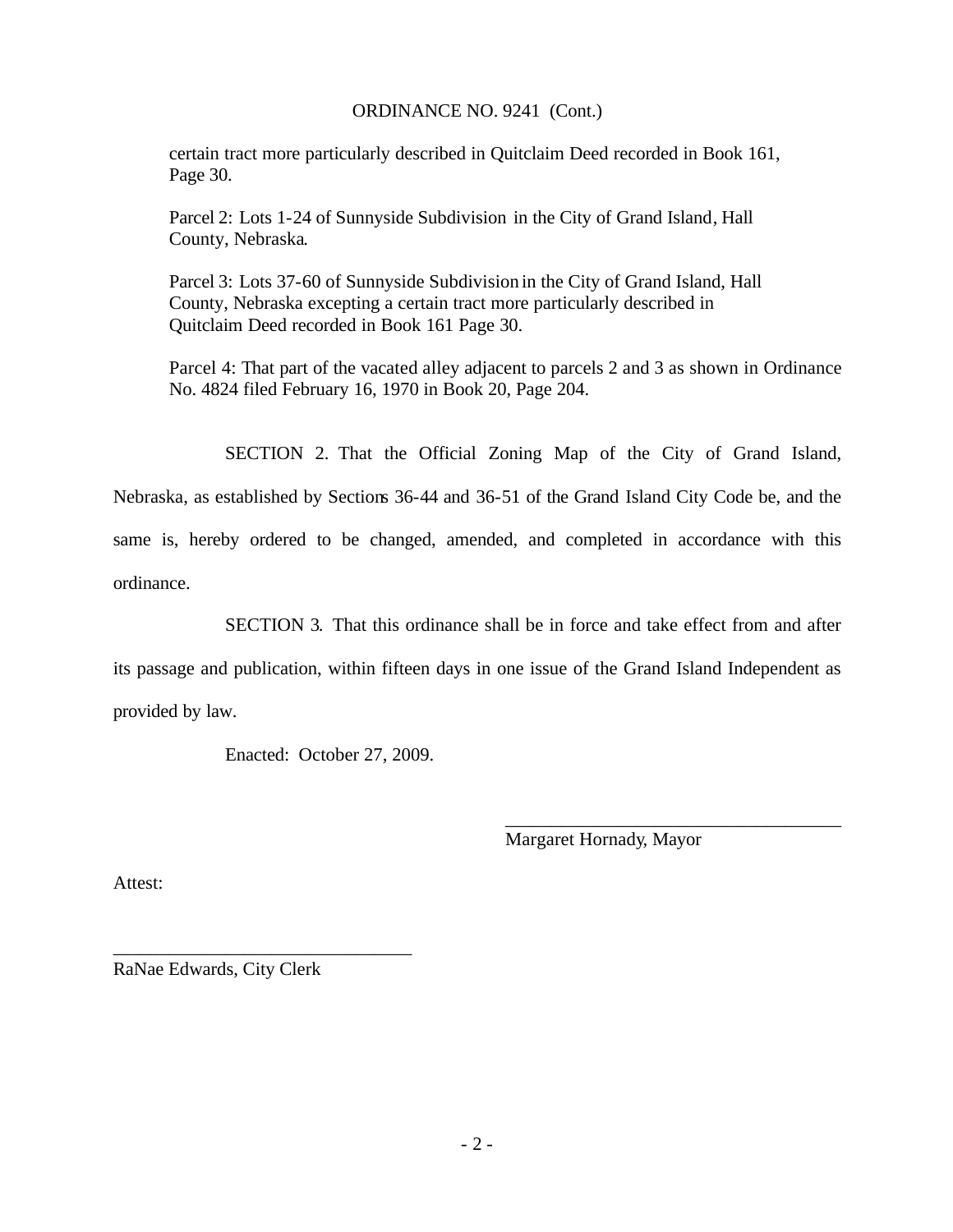ORDINANCE NO. 9241 (Cont.)

certain tract more particularly described in Quitclaim Deed recorded in Book 161, Page 30.

Parcel 2: Lots 1-24 of Sunnyside Subdivision in the City of Grand Island, Hall County, Nebraska.

Parcel 3: Lots 37-60 of Sunnyside Subdivision in the City of Grand Island, Hall County, Nebraska excepting a certain tract more particularly described in Quitclaim Deed recorded in Book 161 Page 30.

Parcel 4: That part of the vacated alley adjacent to parcels 2 and 3 as shown in Ordinance No. 4824 filed February 16, 1970 in Book 20, Page 204.

SECTION 2. That the Official Zoning Map of the City of Grand Island, Nebraska, as established by Sections 36-44 and 36-51 of the Grand Island City Code be, and the same is, hereby ordered to be changed, amended, and completed in accordance with this ordinance.

SECTION 3. That this ordinance shall be in force and take effect from and after its passage and publication, within fifteen days in one issue of the Grand Island Independent as provided by law.

Enacted: October 27, 2009.

\_\_\_\_\_\_\_\_\_\_\_\_\_\_\_\_\_\_\_\_\_\_\_\_\_\_\_\_\_\_\_\_\_\_\_\_
Margaret Hornady, Mayor

Attest:

\_\_\_\_\_\_\_\_\_\_\_\_\_\_\_\_\_\_\_\_\_\_\_\_\_\_\_\_\_\_\_\_
RaNae Edwards, City Clerk